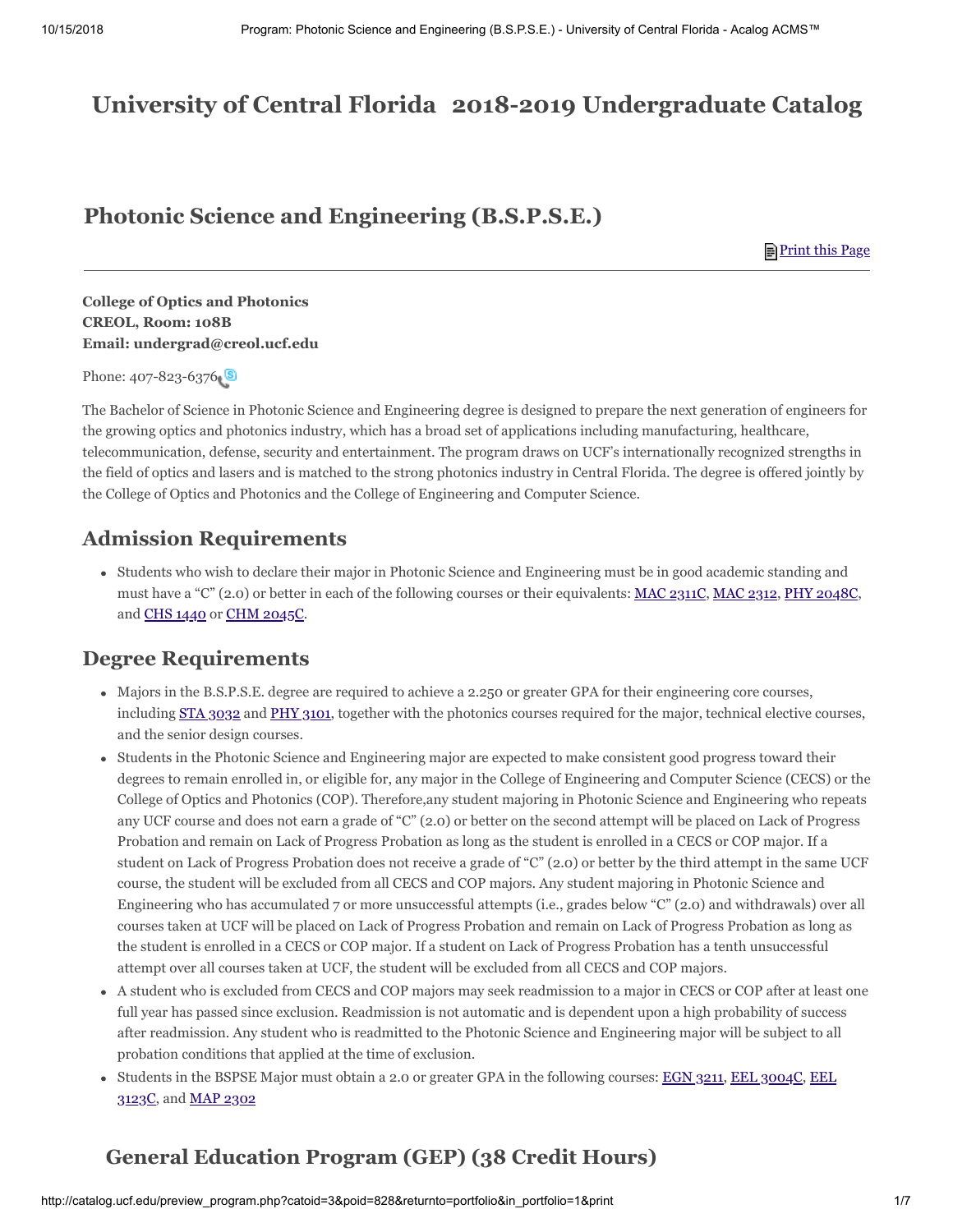# University of Central Florida 2018-2019 Undergraduate Catalog

## Photonic Science and Engineering (B.S.P.S.E.)

Print this Page

---

**College of Optics and Photonics**
**CREOL, Room: 108B**
**Email: undergrad@creol.ucf.edu**

Phone: 407-823-6376

The Bachelor of Science in Photonic Science and Engineering degree is designed to prepare the next generation of engineers for the growing optics and photonics industry, which has a broad set of applications including manufacturing, healthcare, telecommunication, defense, security and entertainment. The program draws on UCF's internationally recognized strengths in the field of optics and lasers and is matched to the strong photonics industry in Central Florida. The degree is offered jointly by the College of Optics and Photonics and the College of Engineering and Computer Science.

## Admission Requirements

- Students who wish to declare their major in Photonic Science and Engineering must be in good academic standing and must have a "C" (2.0) or better in each of the following courses or their equivalents: MAC 2311C, MAC 2312, PHY 2048C, and CHS 1440 or CHM 2045C.

## Degree Requirements

- Majors in the B.S.P.S.E. degree are required to achieve a 2.250 or greater GPA for their engineering core courses, including STA 3032 and PHY 3101, together with the photonics courses required for the major, technical elective courses, and the senior design courses.
- Students in the Photonic Science and Engineering major are expected to make consistent good progress toward their degrees to remain enrolled in, or eligible for, any major in the College of Engineering and Computer Science (CECS) or the College of Optics and Photonics (COP). Therefore,any student majoring in Photonic Science and Engineering who repeats any UCF course and does not earn a grade of "C" (2.0) or better on the second attempt will be placed on Lack of Progress Probation and remain on Lack of Progress Probation as long as the student is enrolled in a CECS or COP major. If a student on Lack of Progress Probation does not receive a grade of "C" (2.0) or better by the third attempt in the same UCF course, the student will be excluded from all CECS and COP majors. Any student majoring in Photonic Science and Engineering who has accumulated 7 or more unsuccessful attempts (i.e., grades below "C" (2.0) and withdrawals) over all courses taken at UCF will be placed on Lack of Progress Probation and remain on Lack of Progress Probation as long as the student is enrolled in a CECS or COP major. If a student on Lack of Progress Probation has a tenth unsuccessful attempt over all courses taken at UCF, the student will be excluded from all CECS and COP majors.
- A student who is excluded from CECS and COP majors may seek readmission to a major in CECS or COP after at least one full year has passed since exclusion. Readmission is not automatic and is dependent upon a high probability of success after readmission. Any student who is readmitted to the Photonic Science and Engineering major will be subject to all probation conditions that applied at the time of exclusion.
- Students in the BSPSE Major must obtain a 2.0 or greater GPA in the following courses: EGN 3211, EEL 3004C, EEL 3123C, and MAP 2302

## General Education Program (GEP) (38 Credit Hours)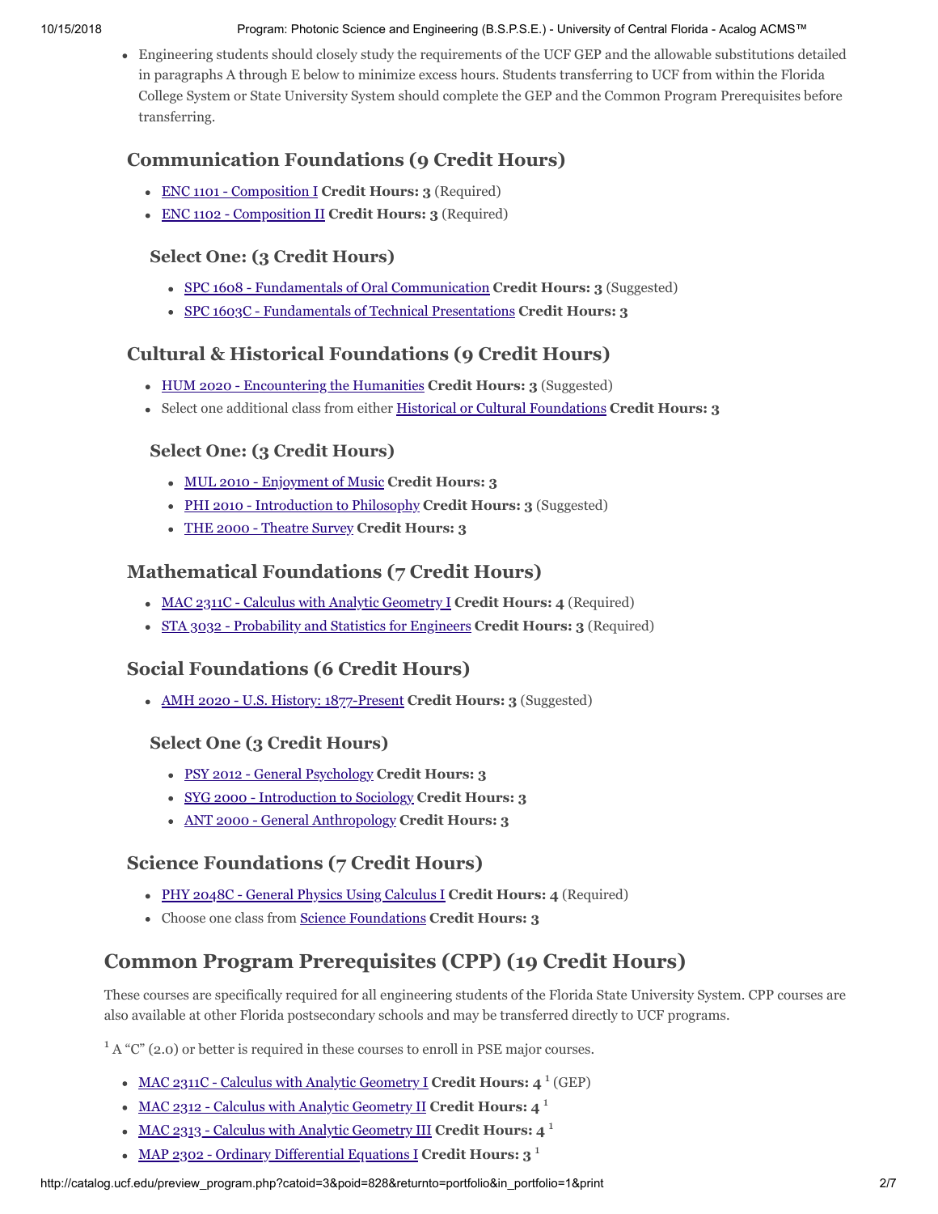- Engineering students should closely study the requirements of the UCF GEP and the allowable substitutions detailed in paragraphs A through E below to minimize excess hours. Students transferring to UCF from within the Florida College System or State University System should complete the GEP and the Common Program Prerequisites before transferring.

### Communication Foundations (9 Credit Hours)

- ENC 1101 - Composition I **Credit Hours: 3** (Required)
- ENC 1102 - Composition II **Credit Hours: 3** (Required)

#### Select One: (3 Credit Hours)

- SPC 1608 - Fundamentals of Oral Communication **Credit Hours: 3** (Suggested)
- SPC 1603C - Fundamentals of Technical Presentations **Credit Hours: 3**

### Cultural & Historical Foundations (9 Credit Hours)

- HUM 2020 - Encountering the Humanities **Credit Hours: 3** (Suggested)
- Select one additional class from either Historical or Cultural Foundations **Credit Hours: 3**

#### Select One: (3 Credit Hours)

- MUL 2010 - Enjoyment of Music **Credit Hours: 3**
- PHI 2010 - Introduction to Philosophy **Credit Hours: 3** (Suggested)
- THE 2000 - Theatre Survey **Credit Hours: 3**

### Mathematical Foundations (7 Credit Hours)

- MAC 2311C - Calculus with Analytic Geometry I **Credit Hours: 4** (Required)
- STA 3032 - Probability and Statistics for Engineers **Credit Hours: 3** (Required)

### Social Foundations (6 Credit Hours)

- AMH 2020 - U.S. History: 1877-Present **Credit Hours: 3** (Suggested)

#### Select One (3 Credit Hours)

- PSY 2012 - General Psychology **Credit Hours: 3**
- SYG 2000 - Introduction to Sociology **Credit Hours: 3**
- ANT 2000 - General Anthropology **Credit Hours: 3**

### Science Foundations (7 Credit Hours)

- PHY 2048C - General Physics Using Calculus I **Credit Hours: 4** (Required)
- Choose one class from Science Foundations **Credit Hours: 3**

## Common Program Prerequisites (CPP) (19 Credit Hours)

These courses are specifically required for all engineering students of the Florida State University System. CPP courses are also available at other Florida postsecondary schools and may be transferred directly to UCF programs.

[1] A "C" (2.0) or better is required in these courses to enroll in PSE major courses.

- MAC 2311C - Calculus with Analytic Geometry I **Credit Hours: 4** [1] (GEP)
- MAC 2312 - Calculus with Analytic Geometry II **Credit Hours: 4** [1]
- MAC 2313 - Calculus with Analytic Geometry III **Credit Hours: 4** [1]
- MAP 2302 - Ordinary Differential Equations I **Credit Hours: 3** [1]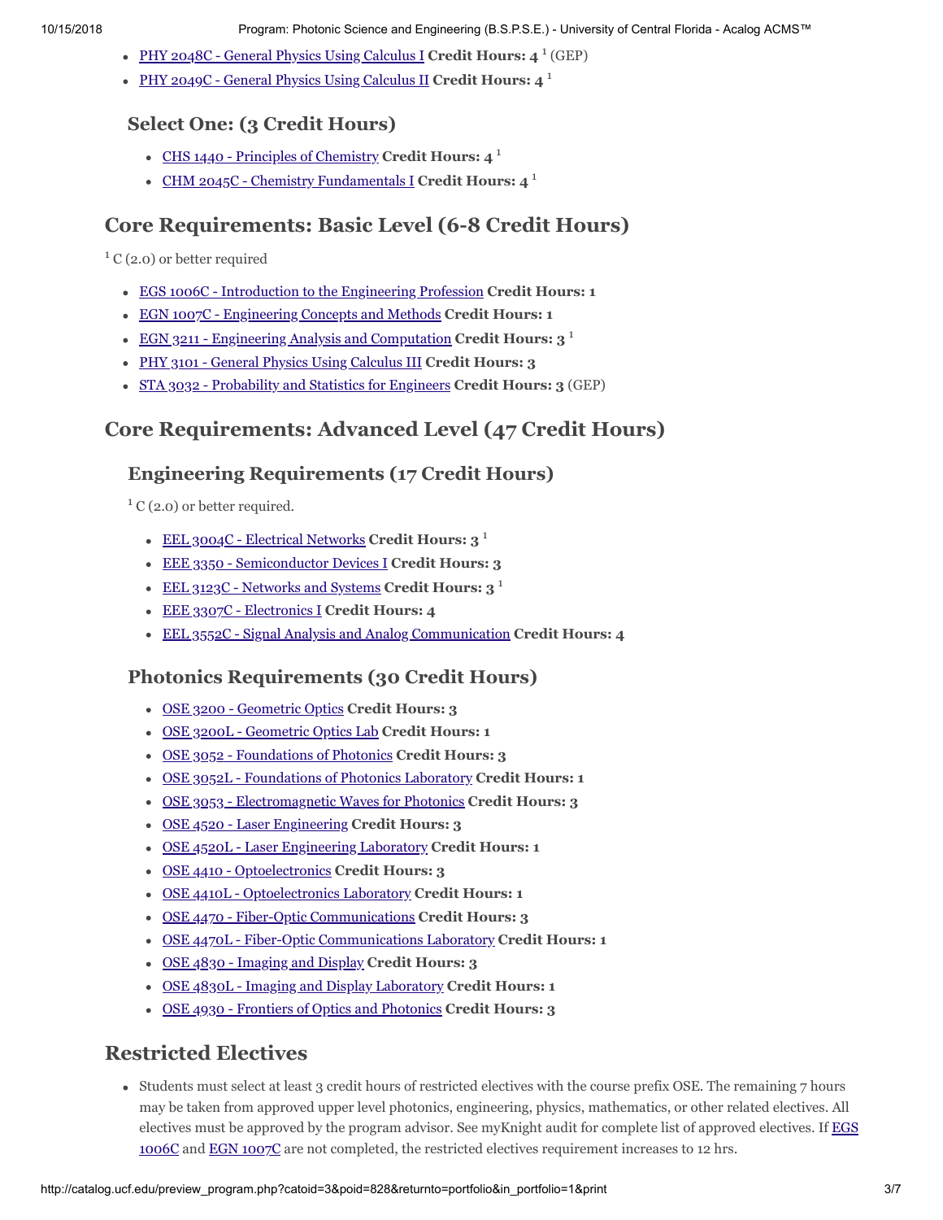- PHY 2048C - General Physics Using Calculus I **Credit Hours: 4** [1] (GEP)
- PHY 2049C - General Physics Using Calculus II **Credit Hours: 4** [1]

### Select One: (3 Credit Hours)

- CHS 1440 - Principles of Chemistry **Credit Hours: 4** [1]
- CHM 2045C - Chemistry Fundamentals I **Credit Hours: 4** [1]

## Core Requirements: Basic Level (6-8 Credit Hours)

[1] C (2.0) or better required

- EGS 1006C - Introduction to the Engineering Profession **Credit Hours: 1**
- EGN 1007C - Engineering Concepts and Methods **Credit Hours: 1**
- EGN 3211 - Engineering Analysis and Computation **Credit Hours: 3** [1]
- PHY 3101 - General Physics Using Calculus III **Credit Hours: 3**
- STA 3032 - Probability and Statistics for Engineers **Credit Hours: 3** (GEP)

## Core Requirements: Advanced Level (47 Credit Hours)

### Engineering Requirements (17 Credit Hours)

[1] C (2.0) or better required.

- EEL 3004C - Electrical Networks **Credit Hours: 3** [1]
- EEE 3350 - Semiconductor Devices I **Credit Hours: 3**
- EEL 3123C - Networks and Systems **Credit Hours: 3** [1]
- EEE 3307C - Electronics I **Credit Hours: 4**
- EEL 3552C - Signal Analysis and Analog Communication **Credit Hours: 4**

### Photonics Requirements (30 Credit Hours)

- OSE 3200 - Geometric Optics **Credit Hours: 3**
- OSE 3200L - Geometric Optics Lab **Credit Hours: 1**
- OSE 3052 - Foundations of Photonics **Credit Hours: 3**
- OSE 3052L - Foundations of Photonics Laboratory **Credit Hours: 1**
- OSE 3053 - Electromagnetic Waves for Photonics **Credit Hours: 3**
- OSE 4520 - Laser Engineering **Credit Hours: 3**
- OSE 4520L - Laser Engineering Laboratory **Credit Hours: 1**
- OSE 4410 - Optoelectronics **Credit Hours: 3**
- OSE 4410L - Optoelectronics Laboratory **Credit Hours: 1**
- OSE 4470 - Fiber-Optic Communications **Credit Hours: 3**
- OSE 4470L - Fiber-Optic Communications Laboratory **Credit Hours: 1**
- OSE 4830 - Imaging and Display **Credit Hours: 3**
- OSE 4830L - Imaging and Display Laboratory **Credit Hours: 1**
- OSE 4930 - Frontiers of Optics and Photonics **Credit Hours: 3**

## Restricted Electives

- Students must select at least 3 credit hours of restricted electives with the course prefix OSE. The remaining 7 hours may be taken from approved upper level photonics, engineering, physics, mathematics, or other related electives. All electives must be approved by the program advisor. See myKnight audit for complete list of approved electives. If EGS 1006C and EGN 1007C are not completed, the restricted electives requirement increases to 12 hrs.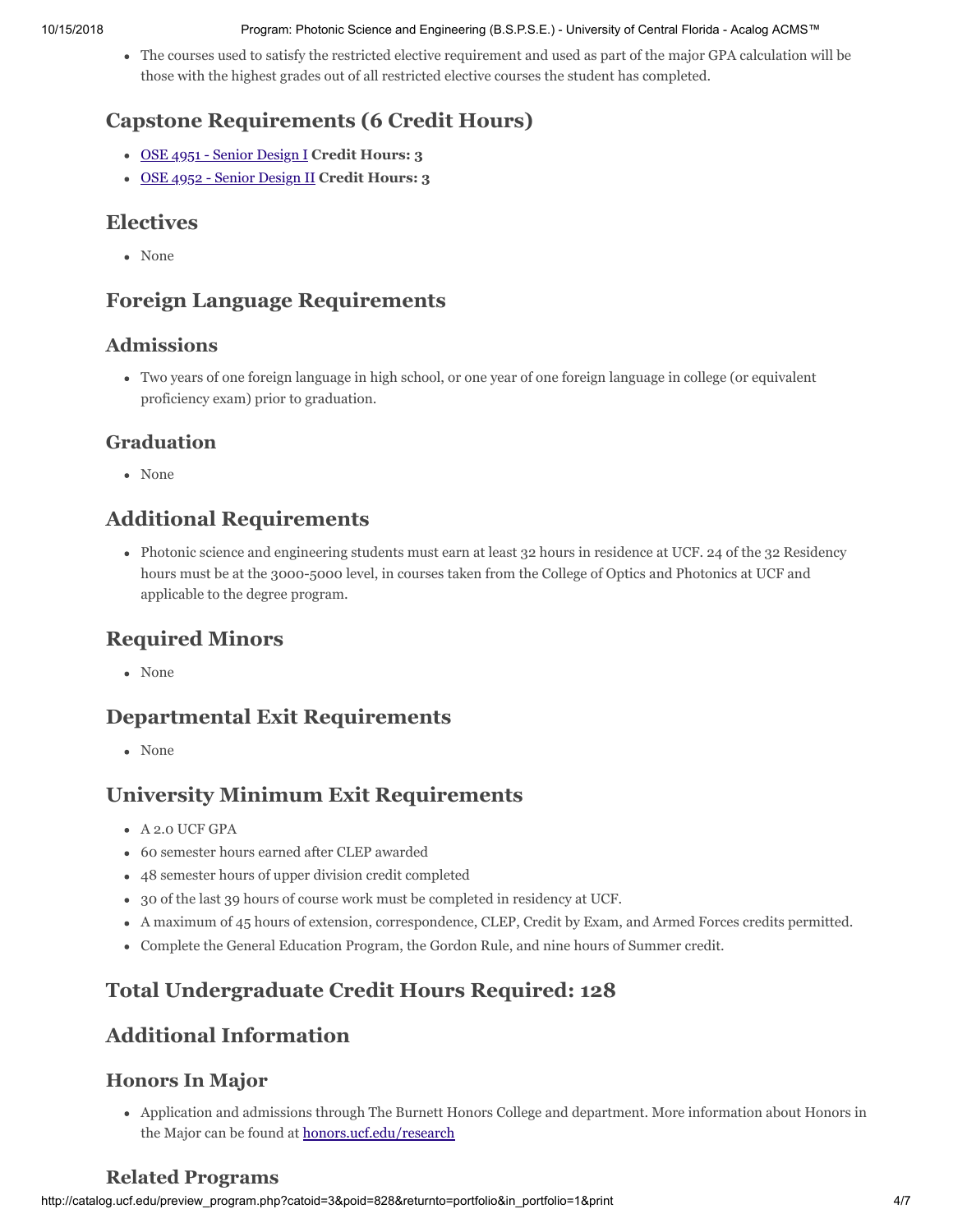- The courses used to satisfy the restricted elective requirement and used as part of the major GPA calculation will be those with the highest grades out of all restricted elective courses the student has completed.

## Capstone Requirements (6 Credit Hours)

- OSE 4951 - Senior Design I **Credit Hours: 3**
- OSE 4952 - Senior Design II **Credit Hours: 3**

## Electives

- None

## Foreign Language Requirements

### Admissions

- Two years of one foreign language in high school, or one year of one foreign language in college (or equivalent proficiency exam) prior to graduation.

### Graduation

- None

## Additional Requirements

- Photonic science and engineering students must earn at least 32 hours in residence at UCF. 24 of the 32 Residency hours must be at the 3000-5000 level, in courses taken from the College of Optics and Photonics at UCF and applicable to the degree program.

## Required Minors

- None

## Departmental Exit Requirements

- None

## University Minimum Exit Requirements

- A 2.0 UCF GPA
- 60 semester hours earned after CLEP awarded
- 48 semester hours of upper division credit completed
- 30 of the last 39 hours of course work must be completed in residency at UCF.
- A maximum of 45 hours of extension, correspondence, CLEP, Credit by Exam, and Armed Forces credits permitted.
- Complete the General Education Program, the Gordon Rule, and nine hours of Summer credit.

## Total Undergraduate Credit Hours Required: 128

## Additional Information

### Honors In Major

- Application and admissions through The Burnett Honors College and department. More information about Honors in the Major can be found at honors.ucf.edu/research

### Related Programs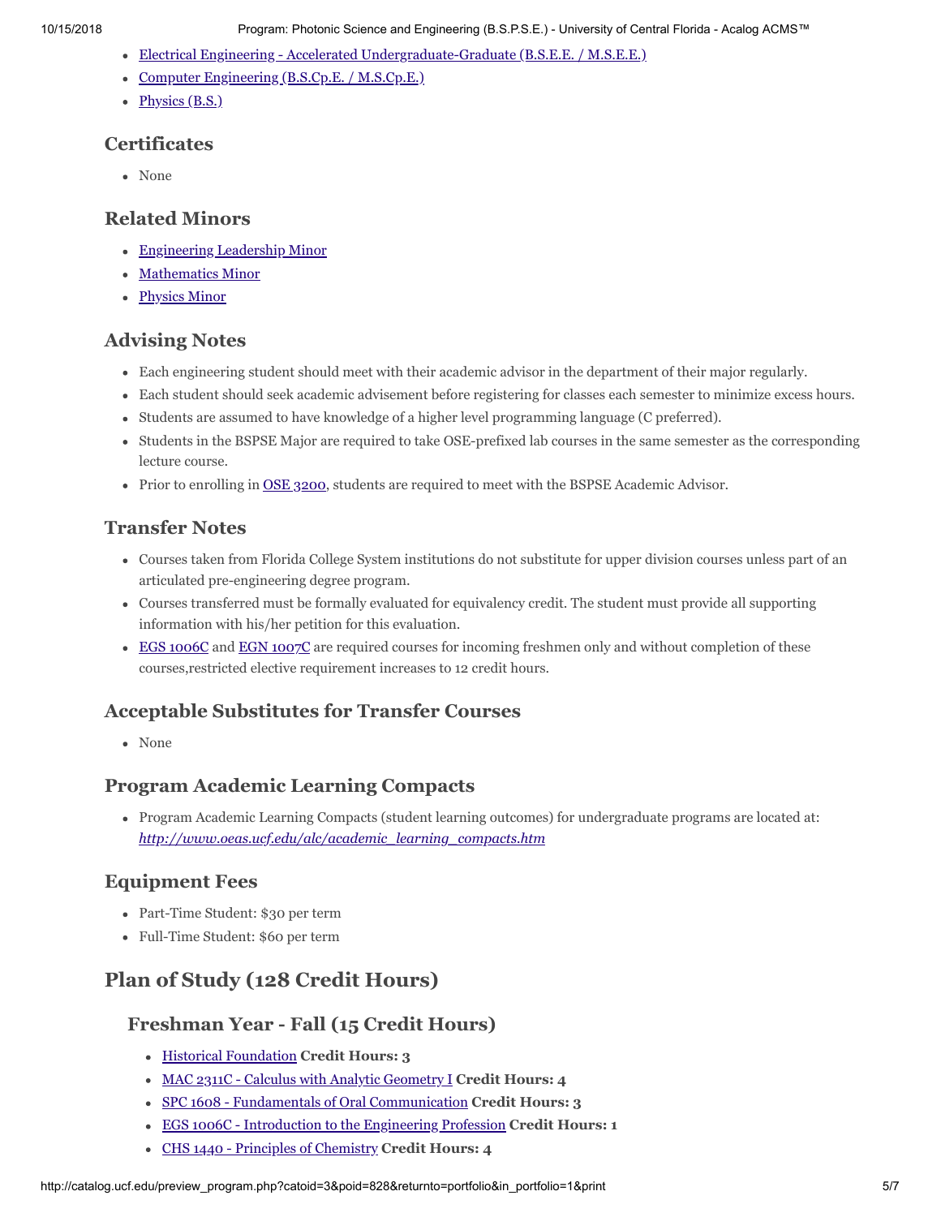- Electrical Engineering - Accelerated Undergraduate-Graduate (B.S.E.E. / M.S.E.E.)
- Computer Engineering (B.S.Cp.E. / M.S.Cp.E.)
- Physics (B.S.)

### Certificates

- None

### Related Minors

- Engineering Leadership Minor
- Mathematics Minor
- Physics Minor

### Advising Notes

- Each engineering student should meet with their academic advisor in the department of their major regularly.
- Each student should seek academic advisement before registering for classes each semester to minimize excess hours.
- Students are assumed to have knowledge of a higher level programming language (C preferred).
- Students in the BSPSE Major are required to take OSE-prefixed lab courses in the same semester as the corresponding lecture course.
- Prior to enrolling in OSE 3200, students are required to meet with the BSPSE Academic Advisor.

### Transfer Notes

- Courses taken from Florida College System institutions do not substitute for upper division courses unless part of an articulated pre-engineering degree program.
- Courses transferred must be formally evaluated for equivalency credit. The student must provide all supporting information with his/her petition for this evaluation.
- EGS 1006C and EGN 1007C are required courses for incoming freshmen only and without completion of these courses,restricted elective requirement increases to 12 credit hours.

### Acceptable Substitutes for Transfer Courses

- None

### Program Academic Learning Compacts

- Program Academic Learning Compacts (student learning outcomes) for undergraduate programs are located at: *http://www.oeas.ucf.edu/alc/academic_learning_compacts.htm*

### Equipment Fees

- Part-Time Student: $30 per term
- Full-Time Student: $60 per term

## Plan of Study (128 Credit Hours)

### Freshman Year - Fall (15 Credit Hours)

- Historical Foundation **Credit Hours: 3**
- MAC 2311C - Calculus with Analytic Geometry I **Credit Hours: 4**
- SPC 1608 - Fundamentals of Oral Communication **Credit Hours: 3**
- EGS 1006C - Introduction to the Engineering Profession **Credit Hours: 1**
- CHS 1440 - Principles of Chemistry **Credit Hours: 4**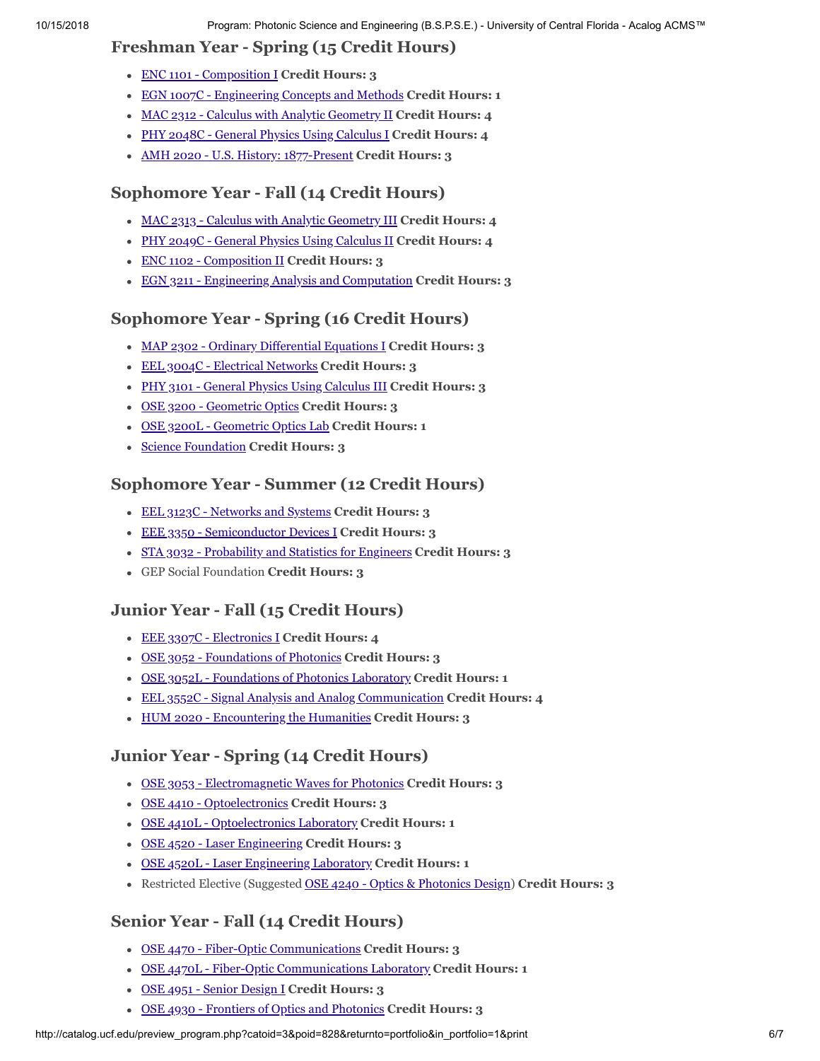## Freshman Year - Spring (15 Credit Hours)

- ENC 1101 - Composition I **Credit Hours: 3**
- EGN 1007C - Engineering Concepts and Methods **Credit Hours: 1**
- MAC 2312 - Calculus with Analytic Geometry II **Credit Hours: 4**
- PHY 2048C - General Physics Using Calculus I **Credit Hours: 4**
- AMH 2020 - U.S. History: 1877-Present **Credit Hours: 3**

## Sophomore Year - Fall (14 Credit Hours)

- MAC 2313 - Calculus with Analytic Geometry III **Credit Hours: 4**
- PHY 2049C - General Physics Using Calculus II **Credit Hours: 4**
- ENC 1102 - Composition II **Credit Hours: 3**
- EGN 3211 - Engineering Analysis and Computation **Credit Hours: 3**

## Sophomore Year - Spring (16 Credit Hours)

- MAP 2302 - Ordinary Differential Equations I **Credit Hours: 3**
- EEL 3004C - Electrical Networks **Credit Hours: 3**
- PHY 3101 - General Physics Using Calculus III **Credit Hours: 3**
- OSE 3200 - Geometric Optics **Credit Hours: 3**
- OSE 3200L - Geometric Optics Lab **Credit Hours: 1**
- Science Foundation **Credit Hours: 3**

## Sophomore Year - Summer (12 Credit Hours)

- EEL 3123C - Networks and Systems **Credit Hours: 3**
- EEE 3350 - Semiconductor Devices I **Credit Hours: 3**
- STA 3032 - Probability and Statistics for Engineers **Credit Hours: 3**
- GEP Social Foundation **Credit Hours: 3**

## Junior Year - Fall (15 Credit Hours)

- EEE 3307C - Electronics I **Credit Hours: 4**
- OSE 3052 - Foundations of Photonics **Credit Hours: 3**
- OSE 3052L - Foundations of Photonics Laboratory **Credit Hours: 1**
- EEL 3552C - Signal Analysis and Analog Communication **Credit Hours: 4**
- HUM 2020 - Encountering the Humanities **Credit Hours: 3**

## Junior Year - Spring (14 Credit Hours)

- OSE 3053 - Electromagnetic Waves for Photonics **Credit Hours: 3**
- OSE 4410 - Optoelectronics **Credit Hours: 3**
- OSE 4410L - Optoelectronics Laboratory **Credit Hours: 1**
- OSE 4520 - Laser Engineering **Credit Hours: 3**
- OSE 4520L - Laser Engineering Laboratory **Credit Hours: 1**
- Restricted Elective (Suggested OSE 4240 - Optics & Photonics Design) **Credit Hours: 3**

## Senior Year - Fall (14 Credit Hours)

- OSE 4470 - Fiber-Optic Communications **Credit Hours: 3**
- OSE 4470L - Fiber-Optic Communications Laboratory **Credit Hours: 1**
- OSE 4951 - Senior Design I **Credit Hours: 3**
- OSE 4930 - Frontiers of Optics and Photonics **Credit Hours: 3**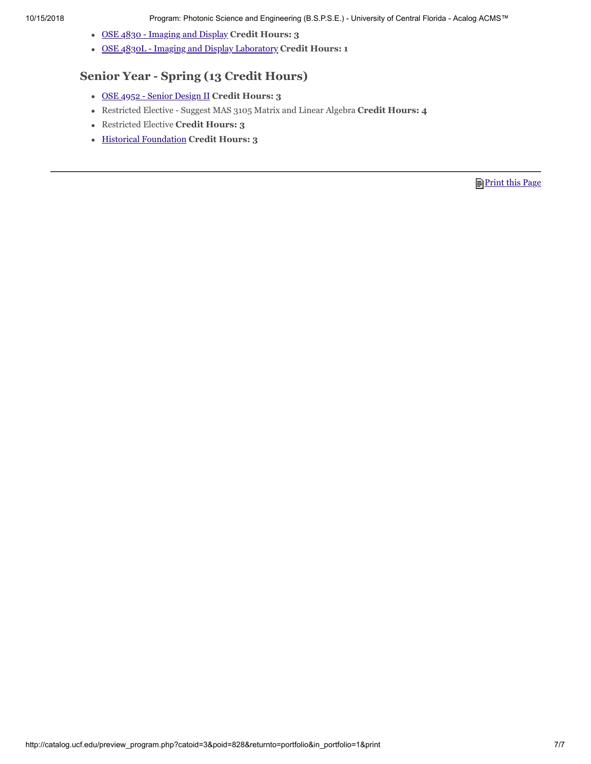- OSE 4830 - Imaging and Display **Credit Hours: 3**
- OSE 4830L - Imaging and Display Laboratory **Credit Hours: 1**

## Senior Year - Spring (13 Credit Hours)

- OSE 4952 - Senior Design II **Credit Hours: 3**
- Restricted Elective - Suggest MAS 3105 Matrix and Linear Algebra **Credit Hours: 4**
- Restricted Elective **Credit Hours: 3**
- Historical Foundation **Credit Hours: 3**

---

Print this Page